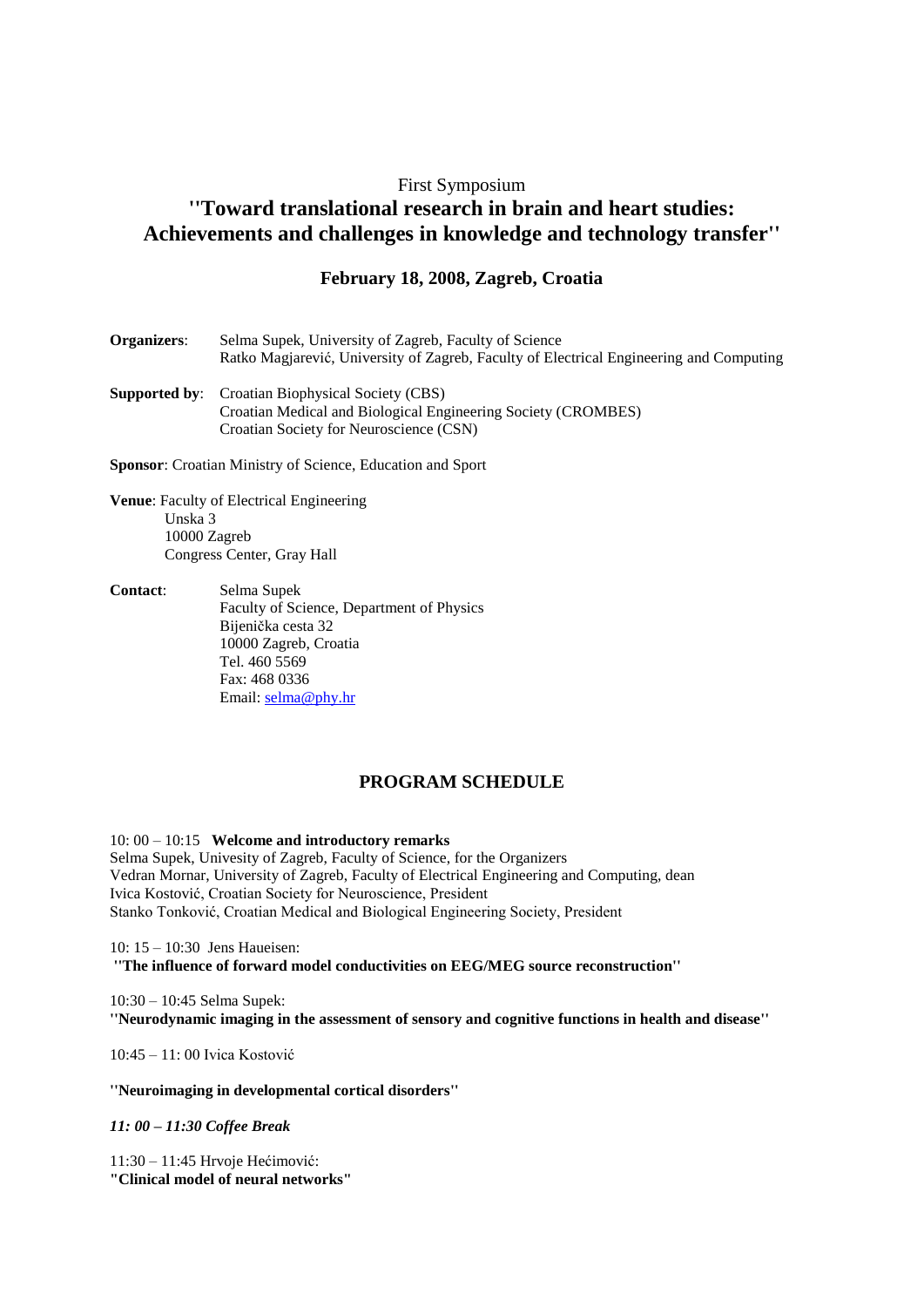First Symposium

# ''Toward translational research in brain and heart studies: Achievements and challenges in knowledge and technology transfer''

## February 18, 2008, Zagreb, Croatia

**Organizers**: Selma Supek, University of Zagreb, Faculty of Science
Ratko Magjarević, University of Zagreb, Faculty of Electrical Engineering and Computing

**Supported by**: Croatian Biophysical Society (CBS)
Croatian Medical and Biological Engineering Society (CROMBES)
Croatian Society for Neuroscience (CSN)

**Sponsor**: Croatian Ministry of Science, Education and Sport

**Venue**: Faculty of Electrical Engineering
Unska 3
10000 Zagreb
Congress Center, Gray Hall

**Contact**: Selma Supek
Faculty of Science, Department of Physics
Bijenička cesta 32
10000 Zagreb, Croatia
Tel. 460 5569
Fax: 468 0336
Email: selma@phy.hr

## PROGRAM SCHEDULE

10: 00 – 10:15 **Welcome and introductory remarks**
Selma Supek, Univesity of Zagreb, Faculty of Science, for the Organizers
Vedran Mornar, University of Zagreb, Faculty of Electrical Engineering and Computing, dean
Ivica Kostović, Croatian Society for Neuroscience, President
Stanko Tonković, Croatian Medical and Biological Engineering Society, President

10: 15 – 10:30 Jens Haueisen:
**''The influence of forward model conductivities on EEG/MEG source reconstruction''**

10:30 – 10:45 Selma Supek:
**''Neurodynamic imaging in the assessment of sensory and cognitive functions in health and disease''**

10:45 – 11: 00 Ivica Kostović

**''Neuroimaging in developmental cortical disorders''**

***11: 00 – 11:30 Coffee Break***

11:30 – 11:45 Hrvoje Hećimović:
**"Clinical model of neural networks"**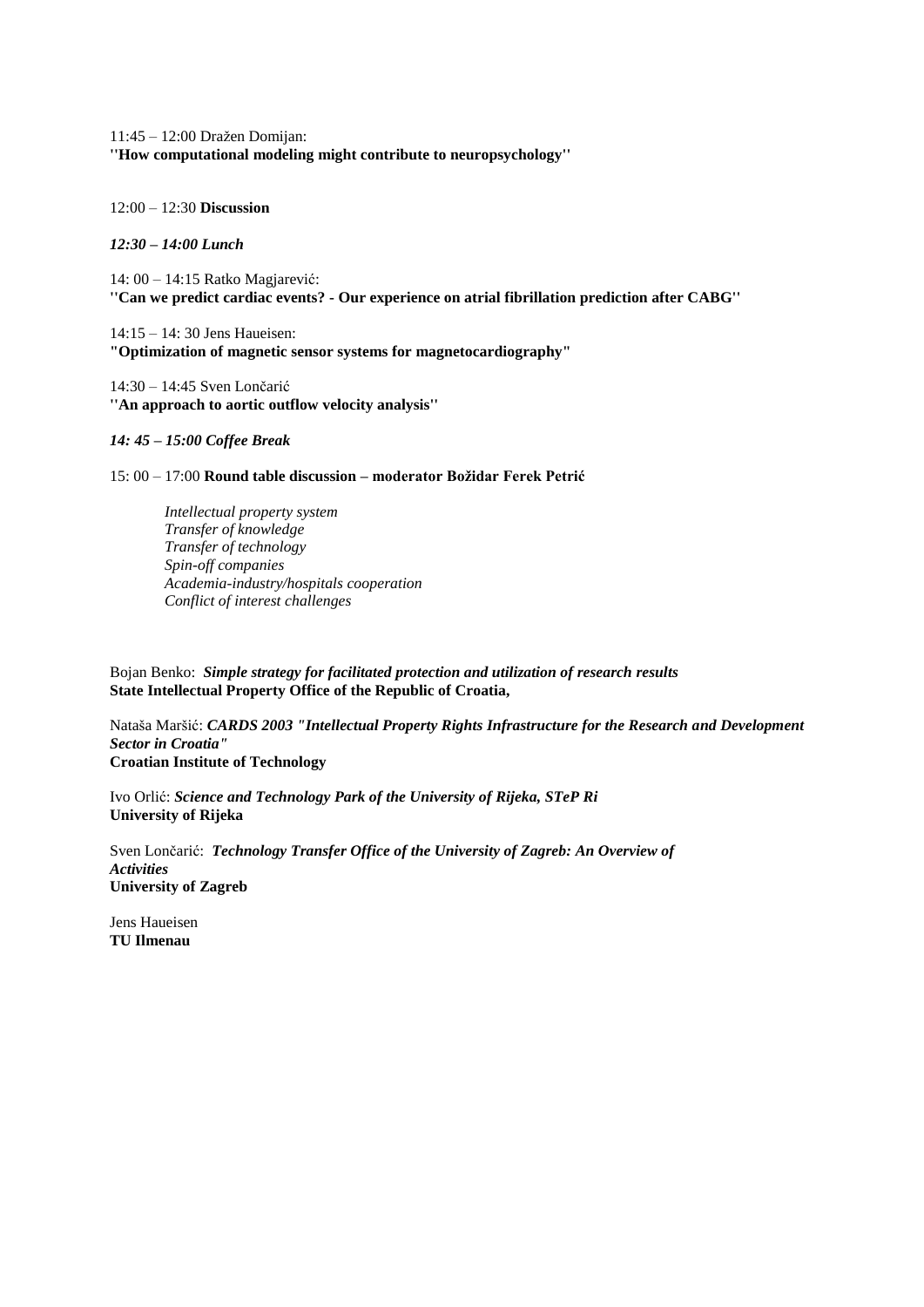11:45 – 12:00 Dražen Domijan:
**''How computational modeling might contribute to neuropsychology''**

12:00 – 12:30 **Discussion**

***12:30 – 14:00 Lunch***

14: 00 – 14:15 Ratko Magjarević:
**''Can we predict cardiac events? - Our experience on atrial fibrillation prediction after CABG''**

14:15 – 14: 30 Jens Haueisen:
**"Optimization of magnetic sensor systems for magnetocardiography"**

14:30 – 14:45 Sven Lončarić
**''An approach to aortic outflow velocity analysis''**

***14: 45 – 15:00 Coffee Break***

15: 00 – 17:00 **Round table discussion – moderator Božidar Ferek Petrić**

*Intellectual property system*
*Transfer of knowledge*
*Transfer of technology*
*Spin-off companies*
*Academia-industry/hospitals cooperation*
*Conflict of interest challenges*

Bojan Benko: ***Simple strategy for facilitated protection and utilization of research results***
**State Intellectual Property Office of the Republic of Croatia,**

Nataša Maršić: ***CARDS 2003 "Intellectual Property Rights Infrastructure for the Research and Development Sector in Croatia"***
**Croatian Institute of Technology**

Ivo Orlić: ***Science and Technology Park of the University of Rijeka, STeP Ri***
**University of Rijeka**

Sven Lončarić: ***Technology Transfer Office of the University of Zagreb: An Overview of Activities***
**University of Zagreb**

Jens Haueisen
**TU Ilmenau**